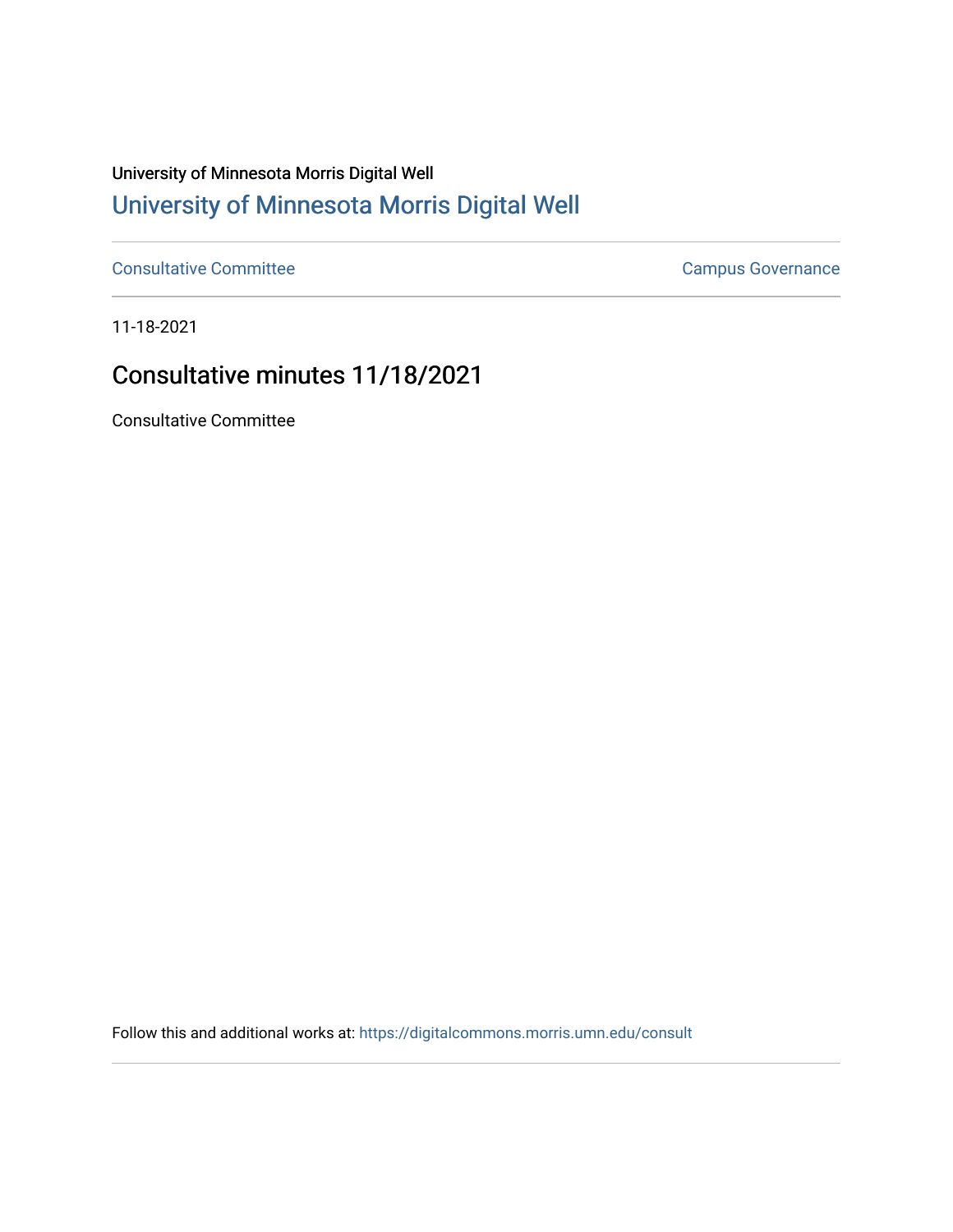University of Minnesota Morris Digital Well

## University of Minnesota Morris Digital Well

Consultative Committee

Campus Governance

11-18-2021

# Consultative minutes 11/18/2021

Consultative Committee

Follow this and additional works at: https://digitalcommons.morris.umn.edu/consult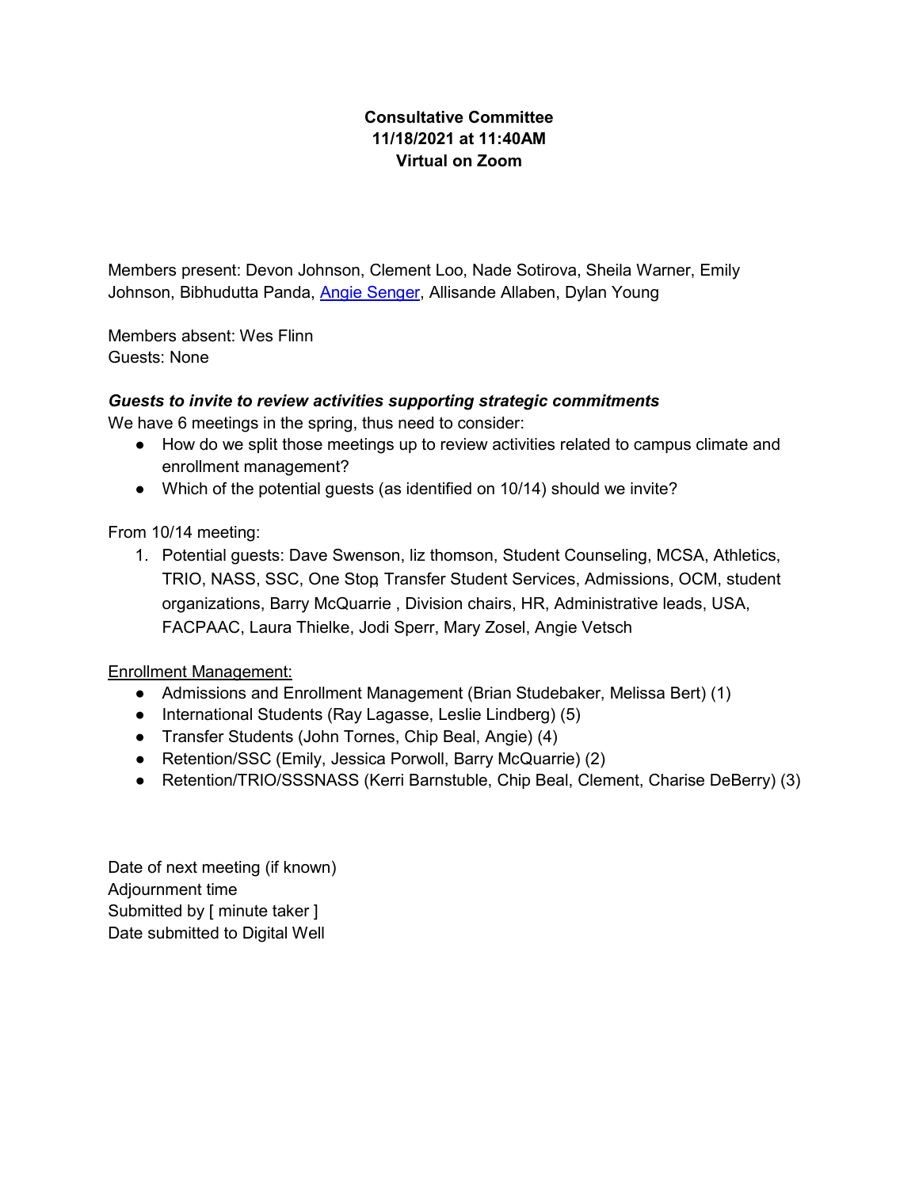**Consultative Committee**
**11/18/2021 at 11:40AM**
**Virtual on Zoom**

Members present: Devon Johnson, Clement Loo, Nade Sotirova, Sheila Warner, Emily Johnson, Bibhudutta Panda, Angie Senger, Allisande Allaben, Dylan Young

Members absent: Wes Flinn
Guests: None

***Guests to invite to review activities supporting strategic commitments***

We have 6 meetings in the spring, thus need to consider:

- How do we split those meetings up to review activities related to campus climate and enrollment management?
- Which of the potential guests (as identified on 10/14) should we invite?

From 10/14 meeting:

1. Potential guests: Dave Swenson, liz thomson, Student Counseling, MCSA, Athletics, TRIO, NASS, SSC, One Stop, Transfer Student Services, Admissions, OCM, student organizations, Barry McQuarrie , Division chairs, HR, Administrative leads, USA, FACPAAC, Laura Thielke, Jodi Sperr, Mary Zosel, Angie Vetsch

<u>Enrollment Management:</u>

- Admissions and Enrollment Management (Brian Studebaker, Melissa Bert) (1)
- International Students (Ray Lagasse, Leslie Lindberg) (5)
- Transfer Students (John Tornes, Chip Beal, Angie) (4)
- Retention/SSC (Emily, Jessica Porwoll, Barry McQuarrie) (2)
- Retention/TRIO/SSSNASS (Kerri Barnstuble, Chip Beal, Clement, Charise DeBerry) (3)

Date of next meeting (if known)
Adjournment time
Submitted by [ minute taker ]
Date submitted to Digital Well